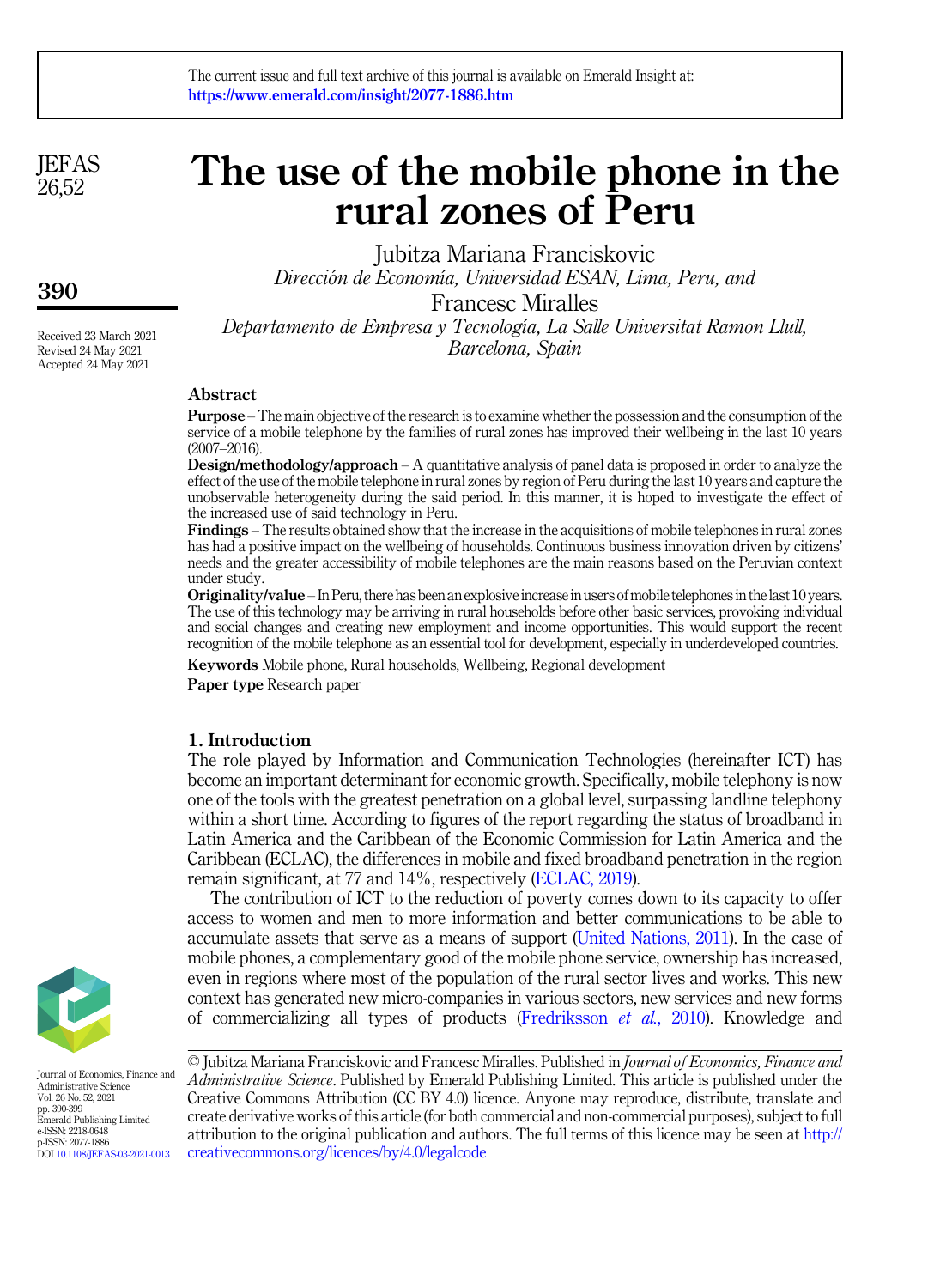The current issue and full text archive of this journal is available on Emerald Insight at: https://www.emerald.com/insight/2077-1886.htm

# The use of the mobile phone in the rural zones of Peru

Jubitza Mariana Franciskovic
*Dirección de Economía, Universidad ESAN, Lima, Peru, and*
Francesc Miralles
*Departamento de Empresa y Tecnología, La Salle Universitat Ramon Llull, Barcelona, Spain*

Received 23 March 2021
Revised 24 May 2021
Accepted 24 May 2021

## Abstract

**Purpose** – The main objective of the research is to examine whether the possession and the consumption of the service of a mobile telephone by the families of rural zones has improved their wellbeing in the last 10 years (2007–2016).

**Design/methodology/approach** – A quantitative analysis of panel data is proposed in order to analyze the effect of the use of the mobile telephone in rural zones by region of Peru during the last 10 years and capture the unobservable heterogeneity during the said period. In this manner, it is hoped to investigate the effect of the increased use of said technology in Peru.

**Findings** – The results obtained show that the increase in the acquisitions of mobile telephones in rural zones has had a positive impact on the wellbeing of households. Continuous business innovation driven by citizens' needs and the greater accessibility of mobile telephones are the main reasons based on the Peruvian context under study.

**Originality/value** – In Peru, there has been an explosive increase in users of mobile telephones in the last 10 years. The use of this technology may be arriving in rural households before other basic services, provoking individual and social changes and creating new employment and income opportunities. This would support the recent recognition of the mobile telephone as an essential tool for development, especially in underdeveloped countries.

**Keywords** Mobile phone, Rural households, Wellbeing, Regional development

**Paper type** Research paper

## 1. Introduction

The role played by Information and Communication Technologies (hereinafter ICT) has become an important determinant for economic growth. Specifically, mobile telephony is now one of the tools with the greatest penetration on a global level, surpassing landline telephony within a short time. According to figures of the report regarding the status of broadband in Latin America and the Caribbean of the Economic Commission for Latin America and the Caribbean (ECLAC), the differences in mobile and fixed broadband penetration in the region remain significant, at 77 and 14%, respectively (ECLAC, 2019).

The contribution of ICT to the reduction of poverty comes down to its capacity to offer access to women and men to more information and better communications to be able to accumulate assets that serve as a means of support (United Nations, 2011). In the case of mobile phones, a complementary good of the mobile phone service, ownership has increased, even in regions where most of the population of the rural sector lives and works. This new context has generated new micro-companies in various sectors, new services and new forms of commercializing all types of products (Fredriksson *et al.*, 2010). Knowledge and

© Jubitza Mariana Franciskovic and Francesc Miralles. Published in *Journal of Economics, Finance and Administrative Science*. Published by Emerald Publishing Limited. This article is published under the Creative Commons Attribution (CC BY 4.0) licence. Anyone may reproduce, distribute, translate and create derivative works of this article (for both commercial and non-commercial purposes), subject to full attribution to the original publication and authors. The full terms of this licence may be seen at http://creativecommons.org/licences/by/4.0/legalcode

Journal of Economics, Finance and Administrative Science
Vol. 26 No. 52, 2021
pp. 390-399
Emerald Publishing Limited
e-ISSN: 2218-0648
p-ISSN: 2077-1886
DOI 10.1108/JEFAS-03-2021-0013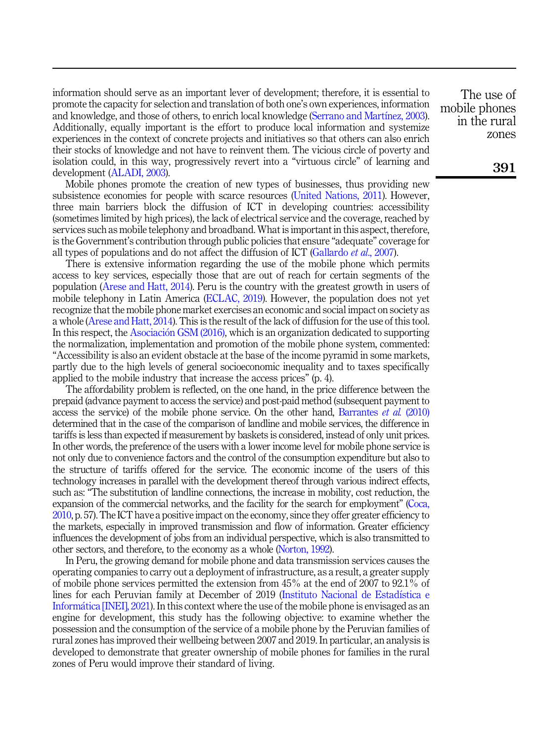information should serve as an important lever of development; therefore, it is essential to promote the capacity for selection and translation of both one's own experiences, information and knowledge, and those of others, to enrich local knowledge (Serrano and Martínez, 2003). Additionally, equally important is the effort to produce local information and systemize experiences in the context of concrete projects and initiatives so that others can also enrich their stocks of knowledge and not have to reinvent them. The vicious circle of poverty and isolation could, in this way, progressively revert into a "virtuous circle" of learning and development (ALADI, 2003).

Mobile phones promote the creation of new types of businesses, thus providing new subsistence economies for people with scarce resources (United Nations, 2011). However, three main barriers block the diffusion of ICT in developing countries: accessibility (sometimes limited by high prices), the lack of electrical service and the coverage, reached by services such as mobile telephony and broadband. What is important in this aspect, therefore, is the Government's contribution through public policies that ensure "adequate" coverage for all types of populations and do not affect the diffusion of ICT (Gallardo *et al.*, 2007).

There is extensive information regarding the use of the mobile phone which permits access to key services, especially those that are out of reach for certain segments of the population (Arese and Hatt, 2014). Peru is the country with the greatest growth in users of mobile telephony in Latin America (ECLAC, 2019). However, the population does not yet recognize that the mobile phone market exercises an economic and social impact on society as a whole (Arese and Hatt, 2014). This is the result of the lack of diffusion for the use of this tool. In this respect, the Asociación GSM (2016), which is an organization dedicated to supporting the normalization, implementation and promotion of the mobile phone system, commented: "Accessibility is also an evident obstacle at the base of the income pyramid in some markets, partly due to the high levels of general socioeconomic inequality and to taxes specifically applied to the mobile industry that increase the access prices" (p. 4).

The affordability problem is reflected, on the one hand, in the price difference between the prepaid (advance payment to access the service) and post-paid method (subsequent payment to access the service) of the mobile phone service. On the other hand, Barrantes *et al.* (2010) determined that in the case of the comparison of landline and mobile services, the difference in tariffs is less than expected if measurement by baskets is considered, instead of only unit prices. In other words, the preference of the users with a lower income level for mobile phone service is not only due to convenience factors and the control of the consumption expenditure but also to the structure of tariffs offered for the service. The economic income of the users of this technology increases in parallel with the development thereof through various indirect effects, such as: "The substitution of landline connections, the increase in mobility, cost reduction, the expansion of the commercial networks, and the facility for the search for employment" (Coca, 2010, p. 57). The ICT have a positive impact on the economy, since they offer greater efficiency to the markets, especially in improved transmission and flow of information. Greater efficiency influences the development of jobs from an individual perspective, which is also transmitted to other sectors, and therefore, to the economy as a whole (Norton, 1992).

In Peru, the growing demand for mobile phone and data transmission services causes the operating companies to carry out a deployment of infrastructure, as a result, a greater supply of mobile phone services permitted the extension from 45% at the end of 2007 to 92.1% of lines for each Peruvian family at December of 2019 (Instituto Nacional de Estadística e Informática [INEI], 2021). In this context where the use of the mobile phone is envisaged as an engine for development, this study has the following objective: to examine whether the possession and the consumption of the service of a mobile phone by the Peruvian families of rural zones has improved their wellbeing between 2007 and 2019. In particular, an analysis is developed to demonstrate that greater ownership of mobile phones for families in the rural zones of Peru would improve their standard of living.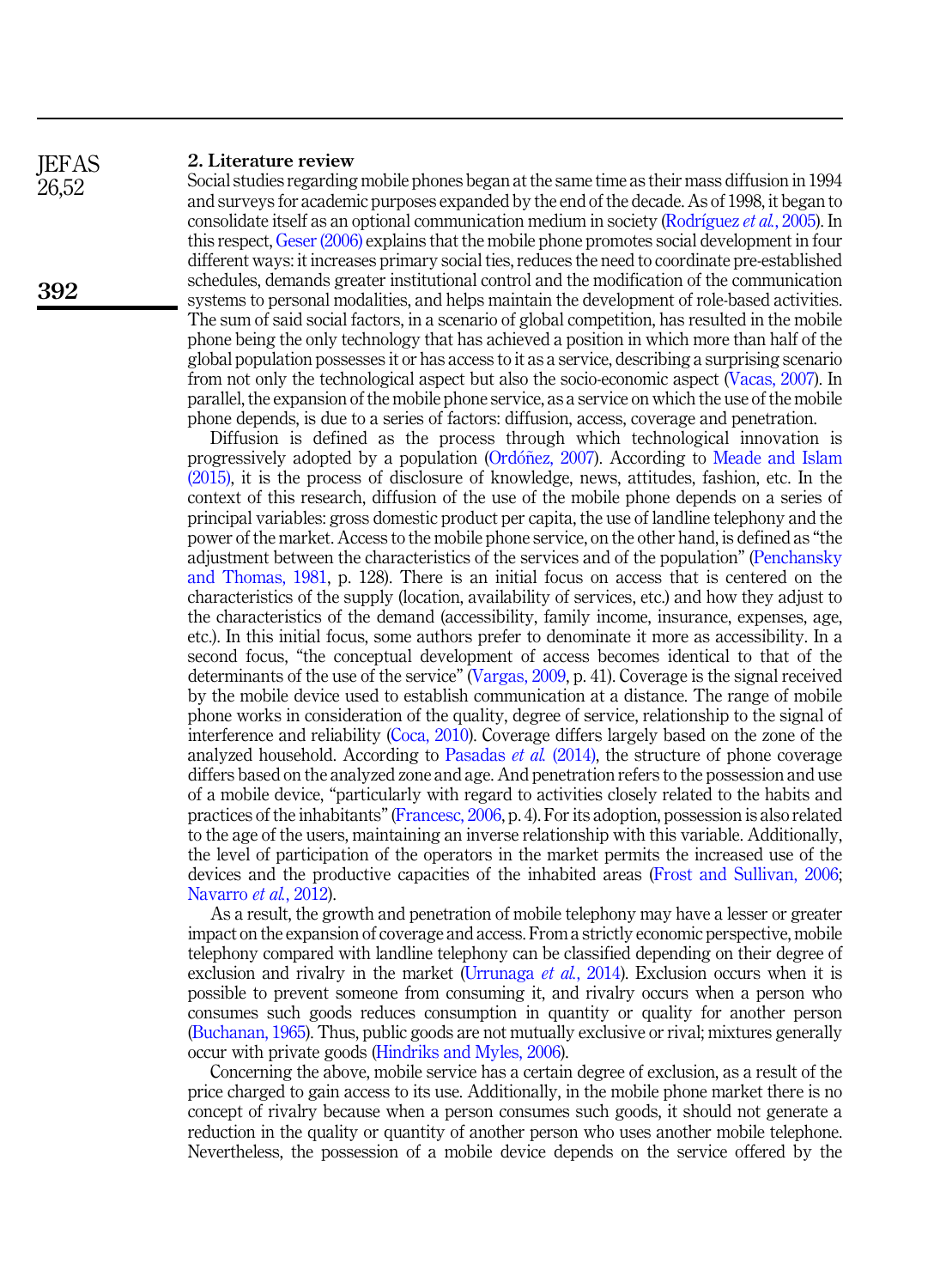## 2. Literature review

Social studies regarding mobile phones began at the same time as their mass diffusion in 1994 and surveys for academic purposes expanded by the end of the decade. As of 1998, it began to consolidate itself as an optional communication medium in society (Rodríguez *et al.*, 2005). In this respect, Geser (2006) explains that the mobile phone promotes social development in four different ways: it increases primary social ties, reduces the need to coordinate pre-established schedules, demands greater institutional control and the modification of the communication systems to personal modalities, and helps maintain the development of role-based activities. The sum of said social factors, in a scenario of global competition, has resulted in the mobile phone being the only technology that has achieved a position in which more than half of the global population possesses it or has access to it as a service, describing a surprising scenario from not only the technological aspect but also the socio-economic aspect (Vacas, 2007). In parallel, the expansion of the mobile phone service, as a service on which the use of the mobile phone depends, is due to a series of factors: diffusion, access, coverage and penetration.

Diffusion is defined as the process through which technological innovation is progressively adopted by a population (Ordóñez, 2007). According to Meade and Islam (2015), it is the process of disclosure of knowledge, news, attitudes, fashion, etc. In the context of this research, diffusion of the use of the mobile phone depends on a series of principal variables: gross domestic product per capita, the use of landline telephony and the power of the market. Access to the mobile phone service, on the other hand, is defined as "the adjustment between the characteristics of the services and of the population" (Penchansky and Thomas, 1981, p. 128). There is an initial focus on access that is centered on the characteristics of the supply (location, availability of services, etc.) and how they adjust to the characteristics of the demand (accessibility, family income, insurance, expenses, age, etc.). In this initial focus, some authors prefer to denominate it more as accessibility. In a second focus, "the conceptual development of access becomes identical to that of the determinants of the use of the service" (Vargas, 2009, p. 41). Coverage is the signal received by the mobile device used to establish communication at a distance. The range of mobile phone works in consideration of the quality, degree of service, relationship to the signal of interference and reliability (Coca, 2010). Coverage differs largely based on the zone of the analyzed household. According to Pasadas *et al.* (2014), the structure of phone coverage differs based on the analyzed zone and age. And penetration refers to the possession and use of a mobile device, "particularly with regard to activities closely related to the habits and practices of the inhabitants" (Francesc, 2006, p. 4). For its adoption, possession is also related to the age of the users, maintaining an inverse relationship with this variable. Additionally, the level of participation of the operators in the market permits the increased use of the devices and the productive capacities of the inhabited areas (Frost and Sullivan, 2006; Navarro *et al.*, 2012).

As a result, the growth and penetration of mobile telephony may have a lesser or greater impact on the expansion of coverage and access. From a strictly economic perspective, mobile telephony compared with landline telephony can be classified depending on their degree of exclusion and rivalry in the market (Urrunaga *et al.*, 2014). Exclusion occurs when it is possible to prevent someone from consuming it, and rivalry occurs when a person who consumes such goods reduces consumption in quantity or quality for another person (Buchanan, 1965). Thus, public goods are not mutually exclusive or rival; mixtures generally occur with private goods (Hindriks and Myles, 2006).

Concerning the above, mobile service has a certain degree of exclusion, as a result of the price charged to gain access to its use. Additionally, in the mobile phone market there is no concept of rivalry because when a person consumes such goods, it should not generate a reduction in the quality or quantity of another person who uses another mobile telephone. Nevertheless, the possession of a mobile device depends on the service offered by the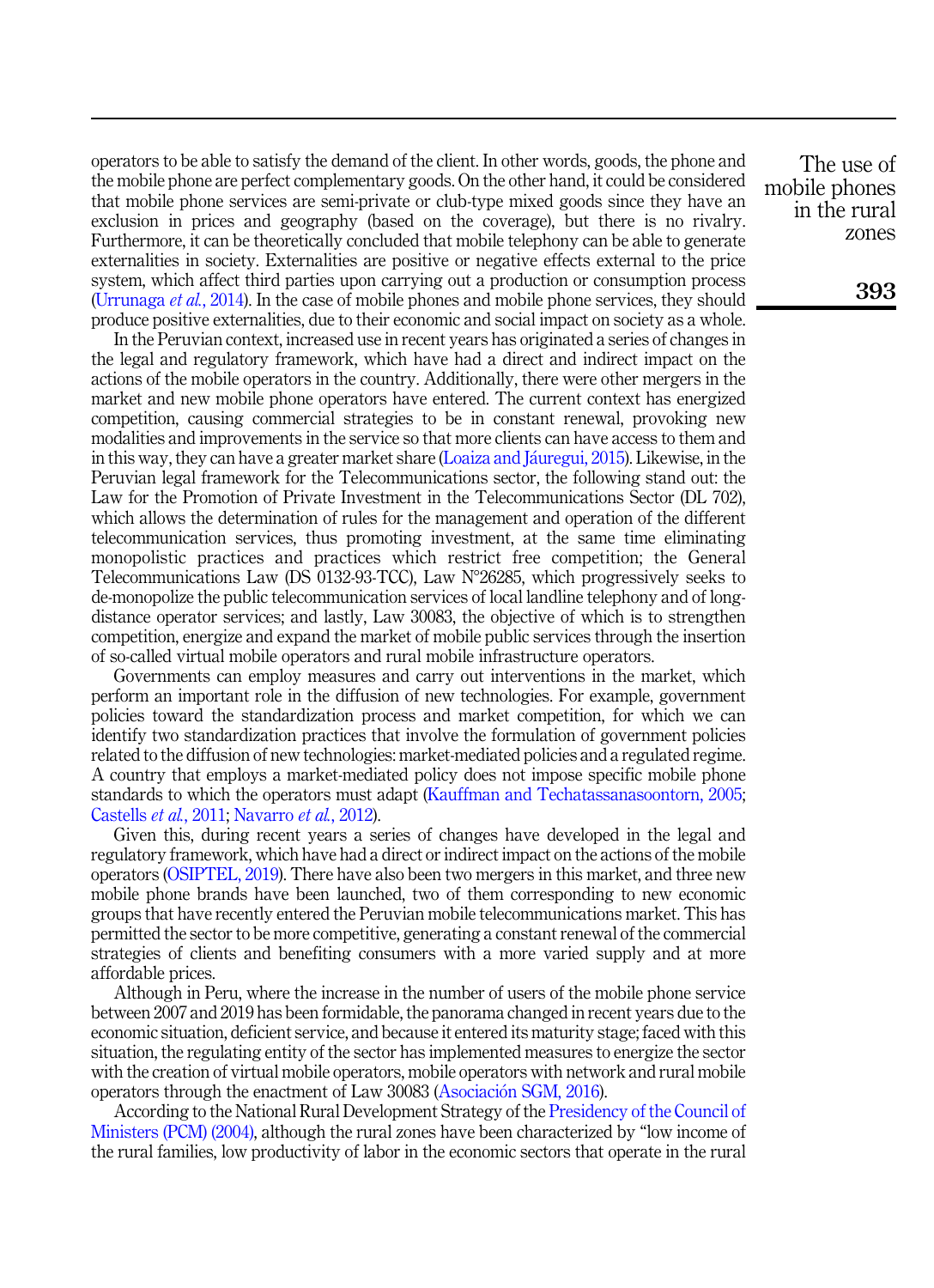operators to be able to satisfy the demand of the client. In other words, goods, the phone and the mobile phone are perfect complementary goods. On the other hand, it could be considered that mobile phone services are semi-private or club-type mixed goods since they have an exclusion in prices and geography (based on the coverage), but there is no rivalry. Furthermore, it can be theoretically concluded that mobile telephony can be able to generate externalities in society. Externalities are positive or negative effects external to the price system, which affect third parties upon carrying out a production or consumption process (Urrunaga *et al.*, 2014). In the case of mobile phones and mobile phone services, they should produce positive externalities, due to their economic and social impact on society as a whole.

In the Peruvian context, increased use in recent years has originated a series of changes in the legal and regulatory framework, which have had a direct and indirect impact on the actions of the mobile operators in the country. Additionally, there were other mergers in the market and new mobile phone operators have entered. The current context has energized competition, causing commercial strategies to be in constant renewal, provoking new modalities and improvements in the service so that more clients can have access to them and in this way, they can have a greater market share (Loaiza and Jáuregui, 2015). Likewise, in the Peruvian legal framework for the Telecommunications sector, the following stand out: the Law for the Promotion of Private Investment in the Telecommunications Sector (DL 702), which allows the determination of rules for the management and operation of the different telecommunication services, thus promoting investment, at the same time eliminating monopolistic practices and practices which restrict free competition; the General Telecommunications Law (DS 0132-93-TCC), Law N°26285, which progressively seeks to de-monopolize the public telecommunication services of local landline telephony and of long-distance operator services; and lastly, Law 30083, the objective of which is to strengthen competition, energize and expand the market of mobile public services through the insertion of so-called virtual mobile operators and rural mobile infrastructure operators.

Governments can employ measures and carry out interventions in the market, which perform an important role in the diffusion of new technologies. For example, government policies toward the standardization process and market competition, for which we can identify two standardization practices that involve the formulation of government policies related to the diffusion of new technologies: market-mediated policies and a regulated regime. A country that employs a market-mediated policy does not impose specific mobile phone standards to which the operators must adapt (Kauffman and Techatassanasoontorn, 2005; Castells *et al.*, 2011; Navarro *et al.*, 2012).

Given this, during recent years a series of changes have developed in the legal and regulatory framework, which have had a direct or indirect impact on the actions of the mobile operators (OSIPTEL, 2019). There have also been two mergers in this market, and three new mobile phone brands have been launched, two of them corresponding to new economic groups that have recently entered the Peruvian mobile telecommunications market. This has permitted the sector to be more competitive, generating a constant renewal of the commercial strategies of clients and benefiting consumers with a more varied supply and at more affordable prices.

Although in Peru, where the increase in the number of users of the mobile phone service between 2007 and 2019 has been formidable, the panorama changed in recent years due to the economic situation, deficient service, and because it entered its maturity stage; faced with this situation, the regulating entity of the sector has implemented measures to energize the sector with the creation of virtual mobile operators, mobile operators with network and rural mobile operators through the enactment of Law 30083 (Asociación SGM, 2016).

According to the National Rural Development Strategy of the Presidency of the Council of Ministers (PCM) (2004), although the rural zones have been characterized by "low income of the rural families, low productivity of labor in the economic sectors that operate in the rural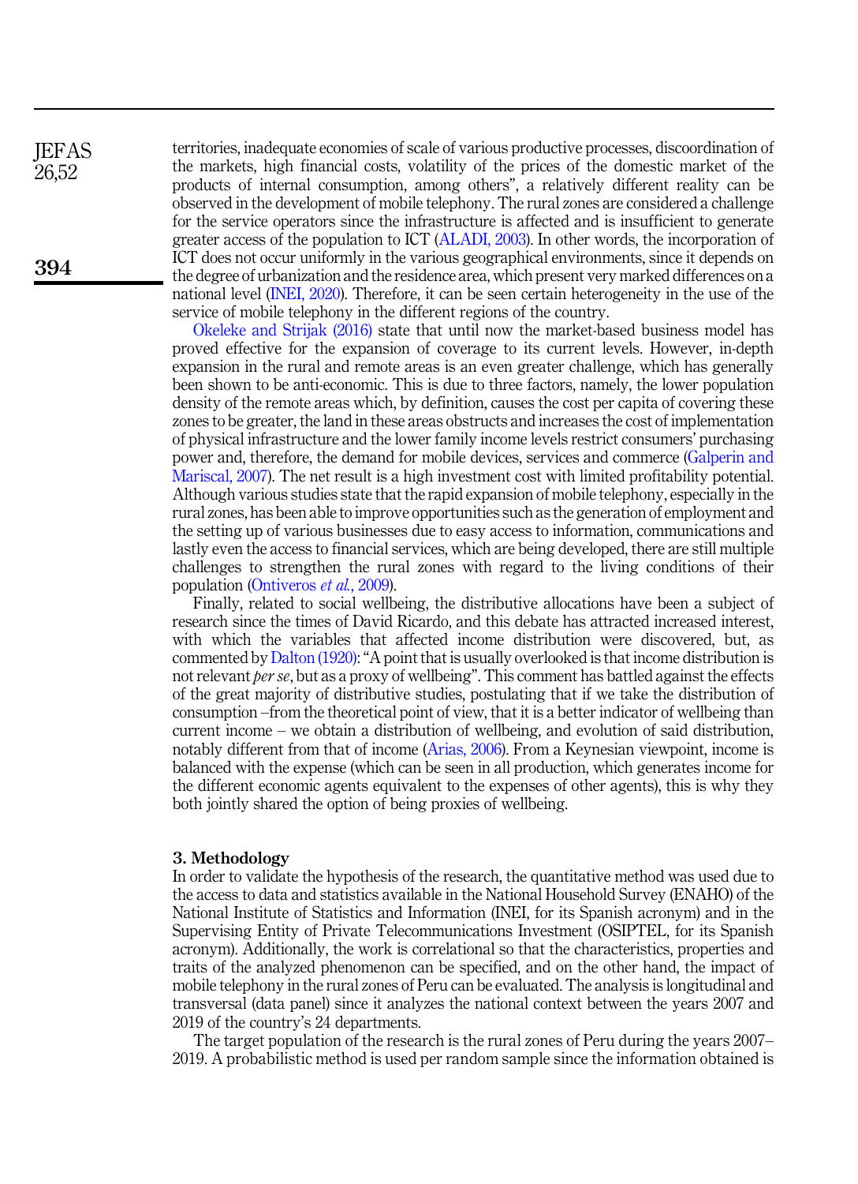territories, inadequate economies of scale of various productive processes, discoordination of the markets, high financial costs, volatility of the prices of the domestic market of the products of internal consumption, among others", a relatively different reality can be observed in the development of mobile telephony. The rural zones are considered a challenge for the service operators since the infrastructure is affected and is insufficient to generate greater access of the population to ICT (ALADI, 2003). In other words, the incorporation of ICT does not occur uniformly in the various geographical environments, since it depends on the degree of urbanization and the residence area, which present very marked differences on a national level (INEI, 2020). Therefore, it can be seen certain heterogeneity in the use of the service of mobile telephony in the different regions of the country.

Okeleke and Strijak (2016) state that until now the market-based business model has proved effective for the expansion of coverage to its current levels. However, in-depth expansion in the rural and remote areas is an even greater challenge, which has generally been shown to be anti-economic. This is due to three factors, namely, the lower population density of the remote areas which, by definition, causes the cost per capita of covering these zones to be greater, the land in these areas obstructs and increases the cost of implementation of physical infrastructure and the lower family income levels restrict consumers' purchasing power and, therefore, the demand for mobile devices, services and commerce (Galperin and Mariscal, 2007). The net result is a high investment cost with limited profitability potential. Although various studies state that the rapid expansion of mobile telephony, especially in the rural zones, has been able to improve opportunities such as the generation of employment and the setting up of various businesses due to easy access to information, communications and lastly even the access to financial services, which are being developed, there are still multiple challenges to strengthen the rural zones with regard to the living conditions of their population (Ontiveros *et al.*, 2009).

Finally, related to social wellbeing, the distributive allocations have been a subject of research since the times of David Ricardo, and this debate has attracted increased interest, with which the variables that affected income distribution were discovered, but, as commented by Dalton (1920): "A point that is usually overlooked is that income distribution is not relevant *per se*, but as a proxy of wellbeing". This comment has battled against the effects of the great majority of distributive studies, postulating that if we take the distribution of consumption –from the theoretical point of view, that it is a better indicator of wellbeing than current income – we obtain a distribution of wellbeing, and evolution of said distribution, notably different from that of income (Arias, 2006). From a Keynesian viewpoint, income is balanced with the expense (which can be seen in all production, which generates income for the different economic agents equivalent to the expenses of other agents), this is why they both jointly shared the option of being proxies of wellbeing.

## 3. Methodology

In order to validate the hypothesis of the research, the quantitative method was used due to the access to data and statistics available in the National Household Survey (ENAHO) of the National Institute of Statistics and Information (INEI, for its Spanish acronym) and in the Supervising Entity of Private Telecommunications Investment (OSIPTEL, for its Spanish acronym). Additionally, the work is correlational so that the characteristics, properties and traits of the analyzed phenomenon can be specified, and on the other hand, the impact of mobile telephony in the rural zones of Peru can be evaluated. The analysis is longitudinal and transversal (data panel) since it analyzes the national context between the years 2007 and 2019 of the country's 24 departments.

The target population of the research is the rural zones of Peru during the years 2007–2019. A probabilistic method is used per random sample since the information obtained is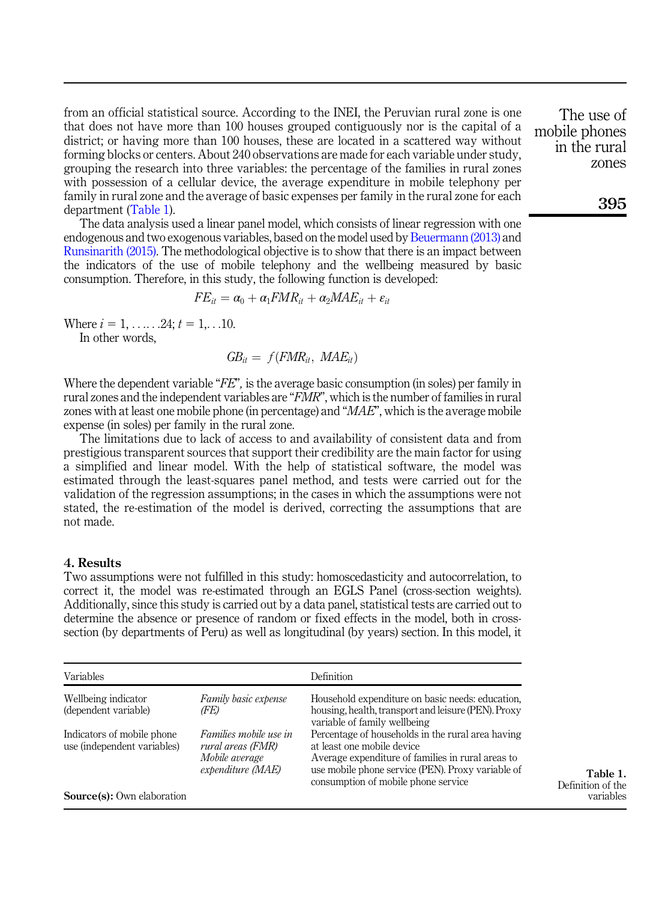from an official statistical source. According to the INEI, the Peruvian rural zone is one that does not have more than 100 houses grouped contiguously nor is the capital of a district; or having more than 100 houses, these are located in a scattered way without forming blocks or centers. About 240 observations are made for each variable under study, grouping the research into three variables: the percentage of the families in rural zones with possession of a cellular device, the average expenditure in mobile telephony per family in rural zone and the average of basic expenses per family in the rural zone for each department (Table 1).

The data analysis used a linear panel model, which consists of linear regression with one endogenous and two exogenous variables, based on the model used by Beuermann (2013) and Runsinarith (2015). The methodological objective is to show that there is an impact between the indicators of the use of mobile telephony and the wellbeing measured by basic consumption. Therefore, in this study, the following function is developed:

$$FE_{it} = \alpha_0 + \alpha_1 FMR_{it} + \alpha_2 MAE_{it} + \varepsilon_{it}$$

Where $i = 1, \ldots\ldots 24; t = 1, \ldots 10$.

In other words,

$$GB_{it} = f(FMR_{it}, \ MAE_{it})$$

Where the dependent variable "*FE*", is the average basic consumption (in soles) per family in rural zones and the independent variables are "*FMR*", which is the number of families in rural zones with at least one mobile phone (in percentage) and "*MAE*", which is the average mobile expense (in soles) per family in the rural zone.

The limitations due to lack of access to and availability of consistent data and from prestigious transparent sources that support their credibility are the main factor for using a simplified and linear model. With the help of statistical software, the model was estimated through the least-squares panel method, and tests were carried out for the validation of the regression assumptions; in the cases in which the assumptions were not stated, the re-estimation of the model is derived, correcting the assumptions that are not made.

## 4. Results

Two assumptions were not fulfilled in this study: homoscedasticity and autocorrelation, to correct it, the model was re-estimated through an EGLS Panel (cross-section weights). Additionally, since this study is carried out by a data panel, statistical tests are carried out to determine the absence or presence of random or fixed effects in the model, both in cross-section (by departments of Peru) as well as longitudinal (by years) section. In this model, it

**Table 1.** Definition of the variables

| Variables | | Definition |
|---|---|---|
| Wellbeing indicator (dependent variable) | *Family basic expense (FE)* | Household expenditure on basic needs: education, housing, health, transport and leisure (PEN). Proxy variable of family wellbeing |
| Indicators of mobile phone use (independent variables) | *Families mobile use in rural areas (FMR)* | Percentage of households in the rural area having at least one mobile device |
| | *Mobile average expenditure (MAE)* | Average expenditure of families in rural areas to use mobile phone service (PEN). Proxy variable of consumption of mobile phone service |

**Source(s):** Own elaboration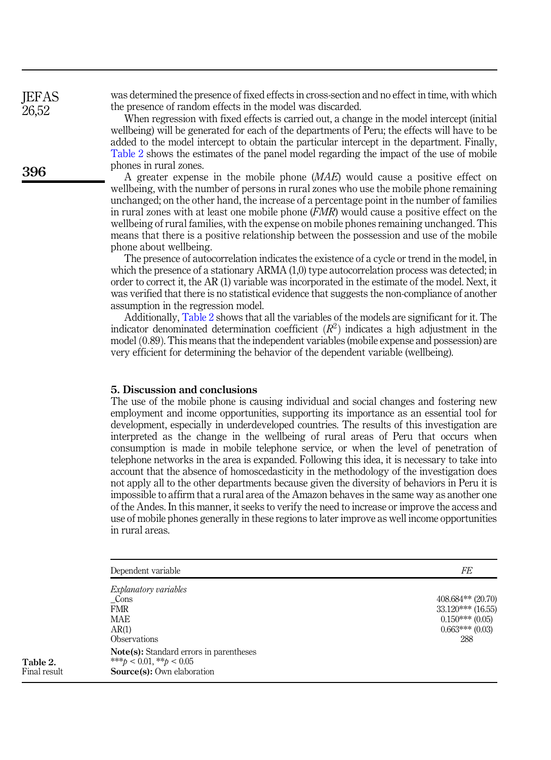was determined the presence of fixed effects in cross-section and no effect in time, with which the presence of random effects in the model was discarded.

When regression with fixed effects is carried out, a change in the model intercept (initial wellbeing) will be generated for each of the departments of Peru; the effects will have to be added to the model intercept to obtain the particular intercept in the department. Finally, Table 2 shows the estimates of the panel model regarding the impact of the use of mobile phones in rural zones.

A greater expense in the mobile phone (*MAE*) would cause a positive effect on wellbeing, with the number of persons in rural zones who use the mobile phone remaining unchanged; on the other hand, the increase of a percentage point in the number of families in rural zones with at least one mobile phone (*FMR*) would cause a positive effect on the wellbeing of rural families, with the expense on mobile phones remaining unchanged. This means that there is a positive relationship between the possession and use of the mobile phone about wellbeing.

The presence of autocorrelation indicates the existence of a cycle or trend in the model, in which the presence of a stationary ARMA (1,0) type autocorrelation process was detected; in order to correct it, the AR (1) variable was incorporated in the estimate of the model. Next, it was verified that there is no statistical evidence that suggests the non-compliance of another assumption in the regression model.

Additionally, Table 2 shows that all the variables of the models are significant for it. The indicator denominated determination coefficient ($R^2$) indicates a high adjustment in the model (0.89). This means that the independent variables (mobile expense and possession) are very efficient for determining the behavior of the dependent variable (wellbeing).

## 5. Discussion and conclusions

The use of the mobile phone is causing individual and social changes and fostering new employment and income opportunities, supporting its importance as an essential tool for development, especially in underdeveloped countries. The results of this investigation are interpreted as the change in the wellbeing of rural areas of Peru that occurs when consumption is made in mobile telephone service, or when the level of penetration of telephone networks in the area is expanded. Following this idea, it is necessary to take into account that the absence of homoscedasticity in the methodology of the investigation does not apply all to the other departments because given the diversity of behaviors in Peru it is impossible to affirm that a rural area of the Amazon behaves in the same way as another one of the Andes. In this manner, it seeks to verify the need to increase or improve the access and use of mobile phones generally in these regions to later improve as well income opportunities in rural areas.

**Table 2.** Final result

| Dependent variable | *FE* |
|---|---|
| *Explanatory variables* | |
| _Cons | 408.684** (20.70) |
| FMR | 33.120*** (16.55) |
| MAE | 0.150*** (0.05) |
| AR(1) | 0.663*** (0.03) |
| Observations | 288 |

**Note(s):** Standard errors in parentheses
***$p < 0.01$, **$p < 0.05$
**Source(s):** Own elaboration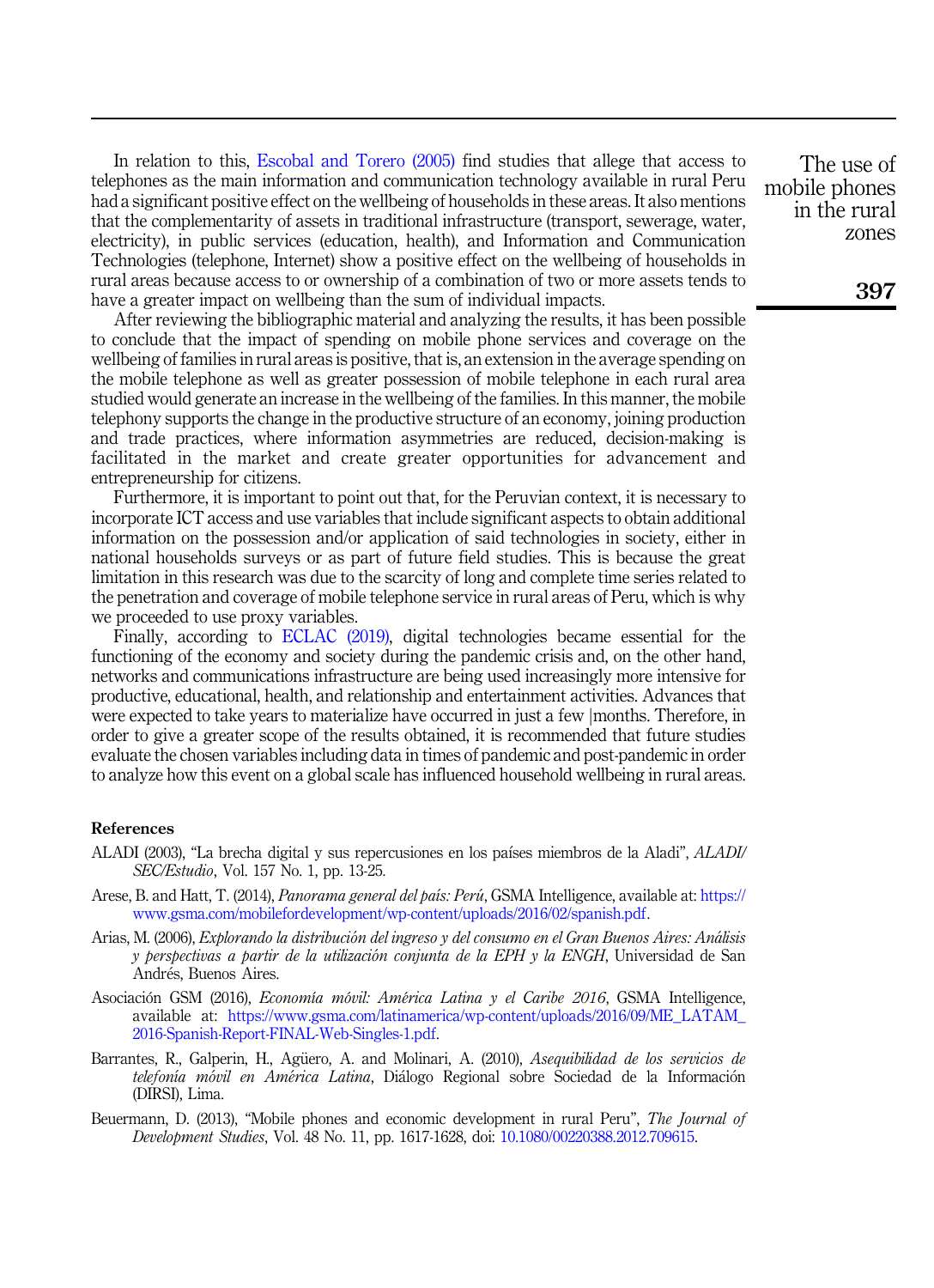In relation to this, Escobal and Torero (2005) find studies that allege that access to telephones as the main information and communication technology available in rural Peru had a significant positive effect on the wellbeing of households in these areas. It also mentions that the complementarity of assets in traditional infrastructure (transport, sewerage, water, electricity), in public services (education, health), and Information and Communication Technologies (telephone, Internet) show a positive effect on the wellbeing of households in rural areas because access to or ownership of a combination of two or more assets tends to have a greater impact on wellbeing than the sum of individual impacts.

After reviewing the bibliographic material and analyzing the results, it has been possible to conclude that the impact of spending on mobile phone services and coverage on the wellbeing of families in rural areas is positive, that is, an extension in the average spending on the mobile telephone as well as greater possession of mobile telephone in each rural area studied would generate an increase in the wellbeing of the families. In this manner, the mobile telephony supports the change in the productive structure of an economy, joining production and trade practices, where information asymmetries are reduced, decision-making is facilitated in the market and create greater opportunities for advancement and entrepreneurship for citizens.

Furthermore, it is important to point out that, for the Peruvian context, it is necessary to incorporate ICT access and use variables that include significant aspects to obtain additional information on the possession and/or application of said technologies in society, either in national households surveys or as part of future field studies. This is because the great limitation in this research was due to the scarcity of long and complete time series related to the penetration and coverage of mobile telephone service in rural areas of Peru, which is why we proceeded to use proxy variables.

Finally, according to ECLAC (2019), digital technologies became essential for the functioning of the economy and society during the pandemic crisis and, on the other hand, networks and communications infrastructure are being used increasingly more intensive for productive, educational, health, and relationship and entertainment activities. Advances that were expected to take years to materialize have occurred in just a few |months. Therefore, in order to give a greater scope of the results obtained, it is recommended that future studies evaluate the chosen variables including data in times of pandemic and post-pandemic in order to analyze how this event on a global scale has influenced household wellbeing in rural areas.

## References

ALADI (2003), "La brecha digital y sus repercusiones en los países miembros de la Aladi", *ALADI/SEC/Estudio*, Vol. 157 No. 1, pp. 13-25.

Arese, B. and Hatt, T. (2014), *Panorama general del país: Perú*, GSMA Intelligence, available at: https://www.gsma.com/mobilefordevelopment/wp-content/uploads/2016/02/spanish.pdf.

Arias, M. (2006), *Explorando la distribución del ingreso y del consumo en el Gran Buenos Aires: Análisis y perspectivas a partir de la utilización conjunta de la EPH y la ENGH*, Universidad de San Andrés, Buenos Aires.

Asociación GSM (2016), *Economía móvil: América Latina y el Caribe 2016*, GSMA Intelligence, available at: https://www.gsma.com/latinamerica/wp-content/uploads/2016/09/ME_LATAM_2016-Spanish-Report-FINAL-Web-Singles-1.pdf.

Barrantes, R., Galperin, H., Agüero, A. and Molinari, A. (2010), *Asequibilidad de los servicios de telefonía móvil en América Latina*, Diálogo Regional sobre Sociedad de la Información (DIRSI), Lima.

Beuermann, D. (2013), "Mobile phones and economic development in rural Peru", *The Journal of Development Studies*, Vol. 48 No. 11, pp. 1617-1628, doi: 10.1080/00220388.2012.709615.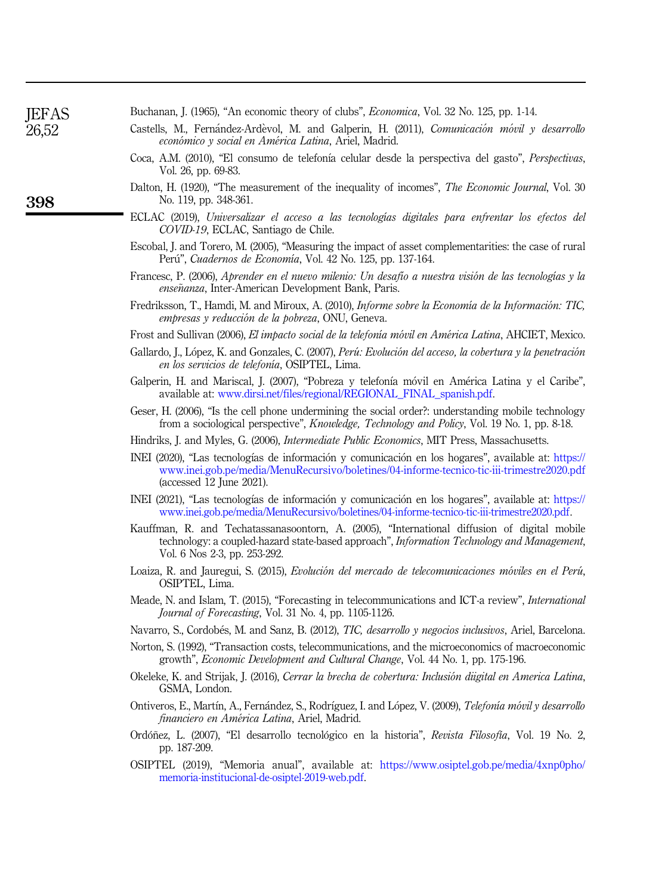Buchanan, J. (1965), "An economic theory of clubs", *Economica*, Vol. 32 No. 125, pp. 1-14.

Castells, M., Fernández-Ardèvol, M. and Galperin, H. (2011), *Comunicación móvil y desarrollo económico y social en América Latina*, Ariel, Madrid.

Coca, A.M. (2010), "El consumo de telefonía celular desde la perspectiva del gasto", *Perspectivas*, Vol. 26, pp. 69-83.

Dalton, H. (1920), "The measurement of the inequality of incomes", *The Economic Journal*, Vol. 30 No. 119, pp. 348-361.

ECLAC (2019), *Universalizar el acceso a las tecnologías digitales para enfrentar los efectos del COVID-19*, ECLAC, Santiago de Chile.

Escobal, J. and Torero, M. (2005), "Measuring the impact of asset complementarities: the case of rural Perú", *Cuadernos de Economía*, Vol. 42 No. 125, pp. 137-164.

Francesc, P. (2006), *Aprender en el nuevo milenio: Un desafío a nuestra visión de las tecnologías y la enseñanza*, Inter-American Development Bank, Paris.

Fredriksson, T., Hamdi, M. and Miroux, A. (2010), *Informe sobre la Economía de la Información: TIC, empresas y reducción de la pobreza*, ONU, Geneva.

Frost and Sullivan (2006), *El impacto social de la telefonía móvil en América Latina*, AHCIET, Mexico.

Gallardo, J., López, K. and Gonzales, C. (2007), *Perú: Evolución del acceso, la cobertura y la penetración en los servicios de telefonía*, OSIPTEL, Lima.

Galperin, H. and Mariscal, J. (2007), "Pobreza y telefonía móvil en América Latina y el Caribe", available at: www.dirsi.net/files/regional/REGIONAL_FINAL_spanish.pdf.

Geser, H. (2006), "Is the cell phone undermining the social order?: understanding mobile technology from a sociological perspective", *Knowledge, Technology and Policy*, Vol. 19 No. 1, pp. 8-18.

Hindriks, J. and Myles, G. (2006), *Intermediate Public Economics*, MIT Press, Massachusetts.

INEI (2020), "Las tecnologías de información y comunicación en los hogares", available at: https://www.inei.gob.pe/media/MenuRecursivo/boletines/04-informe-tecnico-tic-iii-trimestre2020.pdf (accessed 12 June 2021).

INEI (2021), "Las tecnologías de información y comunicación en los hogares", available at: https://www.inei.gob.pe/media/MenuRecursivo/boletines/04-informe-tecnico-tic-iii-trimestre2020.pdf.

Kauffman, R. and Techatassanasoontorn, A. (2005), "International diffusion of digital mobile technology: a coupled-hazard state-based approach", *Information Technology and Management*, Vol. 6 Nos 2-3, pp. 253-292.

Loaiza, R. and Jauregui, S. (2015), *Evolución del mercado de telecomunicaciones móviles en el Perú*, OSIPTEL, Lima.

Meade, N. and Islam, T. (2015), "Forecasting in telecommunications and ICT-a review", *International Journal of Forecasting*, Vol. 31 No. 4, pp. 1105-1126.

Navarro, S., Cordobés, M. and Sanz, B. (2012), *TIC, desarrollo y negocios inclusivos*, Ariel, Barcelona.

Norton, S. (1992), "Transaction costs, telecommunications, and the microeconomics of macroeconomic growth", *Economic Development and Cultural Change*, Vol. 44 No. 1, pp. 175-196.

Okeleke, K. and Strijak, J. (2016), *Cerrar la brecha de cobertura: Inclusión diigital en America Latina*, GSMA, London.

Ontiveros, E., Martín, A., Fernández, S., Rodríguez, I. and López, V. (2009), *Telefonía móvil y desarrollo financiero en América Latina*, Ariel, Madrid.

Ordóñez, L. (2007), "El desarrollo tecnológico en la historia", *Revista Filosofía*, Vol. 19 No. 2, pp. 187-209.

OSIPTEL (2019), "Memoria anual", available at: https://www.osiptel.gob.pe/media/4xnp0pho/memoria-institucional-de-osiptel-2019-web.pdf.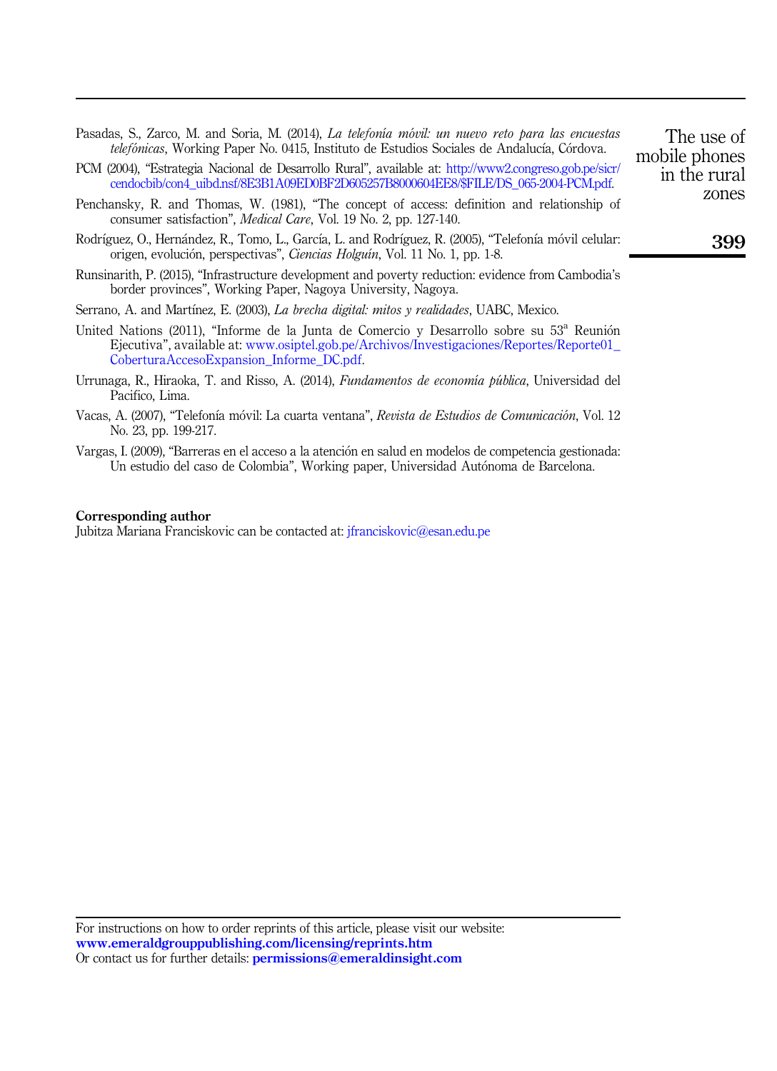Pasadas, S., Zarco, M. and Soria, M. (2014), *La telefonía móvil: un nuevo reto para las encuestas telefónicas*, Working Paper No. 0415, Instituto de Estudios Sociales de Andalucía, Córdova.

PCM (2004), "Estrategia Nacional de Desarrollo Rural", available at: http://www2.congreso.gob.pe/sicr/cendocbib/con4_uibd.nsf/8E3B1A09ED0BF2D605257B8000604EE8/$FILE/DS_065-2004-PCM.pdf.

Penchansky, R. and Thomas, W. (1981), "The concept of access: definition and relationship of consumer satisfaction", *Medical Care*, Vol. 19 No. 2, pp. 127-140.

Rodríguez, O., Hernández, R., Tomo, L., García, L. and Rodríguez, R. (2005), "Telefonía móvil celular: origen, evolución, perspectivas", *Ciencias Holguín*, Vol. 11 No. 1, pp. 1-8.

Runsinarith, P. (2015), "Infrastructure development and poverty reduction: evidence from Cambodia's border provinces", Working Paper, Nagoya University, Nagoya.

Serrano, A. and Martínez, E. (2003), *La brecha digital: mitos y realidades*, UABC, Mexico.

United Nations (2011), "Informe de la Junta de Comercio y Desarrollo sobre su 53ª Reunión Ejecutiva", available at: www.osiptel.gob.pe/Archivos/Investigaciones/Reportes/Reporte01_CoberturaAccesoExpansion_Informe_DC.pdf.

Urrunaga, R., Hiraoka, T. and Risso, A. (2014), *Fundamentos de economía pública*, Universidad del Pacifico, Lima.

Vacas, A. (2007), "Telefonía móvil: La cuarta ventana", *Revista de Estudios de Comunicación*, Vol. 12 No. 23, pp. 199-217.

Vargas, I. (2009), "Barreras en el acceso a la atención en salud en modelos de competencia gestionada: Un estudio del caso de Colombia", Working paper, Universidad Autónoma de Barcelona.

**Corresponding author**

Jubitza Mariana Franciskovic can be contacted at: jfranciskovic@esan.edu.pe

For instructions on how to order reprints of this article, please visit our website:
**www.emeraldgrouppublishing.com/licensing/reprints.htm**
Or contact us for further details: **permissions@emeraldinsight.com**